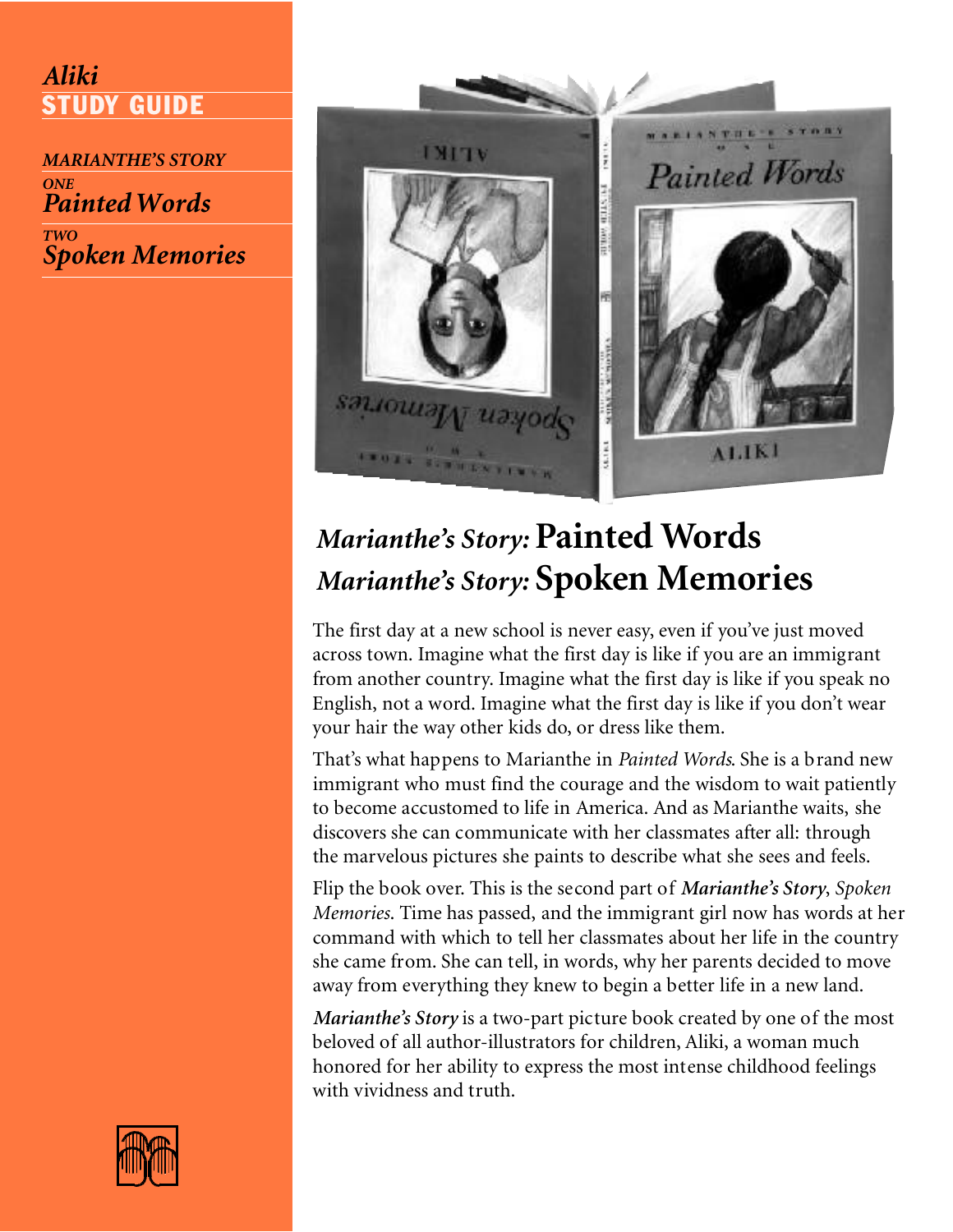*Aliki*
**STUDY GUIDE**

*MARIANTHE'S STORY*
*ONE*
*Painted Words*
*TWO*
*Spoken Memories*

# *Marianthe's Story:* Painted Words
# *Marianthe's Story:* Spoken Memories

The first day at a new school is never easy, even if you've just moved across town. Imagine what the first day is like if you are an immigrant from another country. Imagine what the first day is like if you speak no English, not a word. Imagine what the first day is like if you don't wear your hair the way other kids do, or dress like them.

That's what happens to Marianthe in *Painted Words*. She is a brand new immigrant who must find the courage and the wisdom to wait patiently to become accustomed to life in America. And as Marianthe waits, she discovers she can communicate with her classmates after all: through the marvelous pictures she paints to describe what she sees and feels.

Flip the book over. This is the second part of ***Marianthe's Story***, *Spoken Memories*. Time has passed, and the immigrant girl now has words at her command with which to tell her classmates about her life in the country she came from. She can tell, in words, why her parents decided to move away from everything they knew to begin a better life in a new land.

***Marianthe's Story*** is a two-part picture book created by one of the most beloved of all author-illustrators for children, Aliki, a woman much honored for her ability to express the most intense childhood feelings with vividness and truth.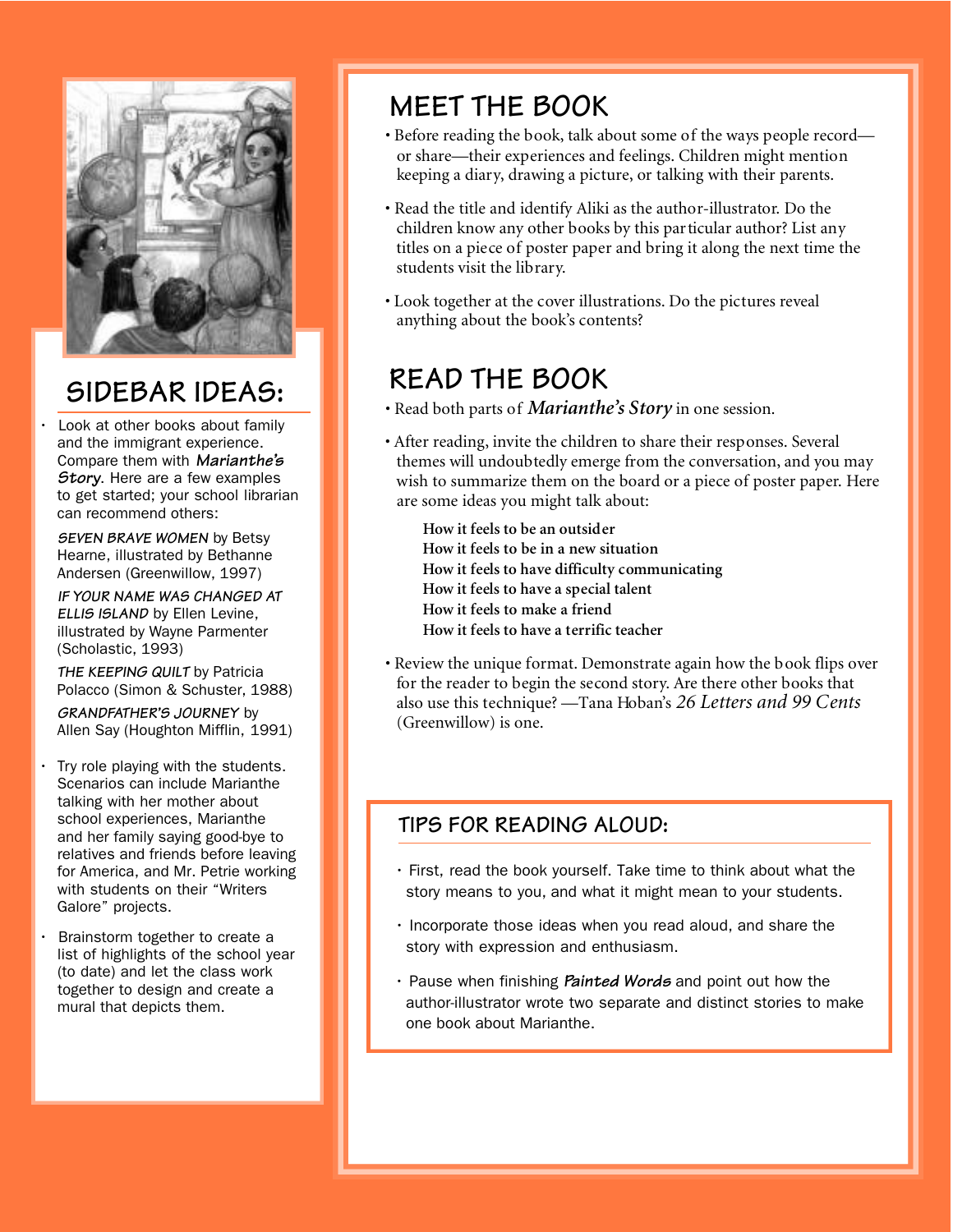## SIDEBAR IDEAS:

- Look at other books about family and the immigrant experience. Compare them with ***Marianthe's Story***. Here are a few examples to get started; your school librarian can recommend others:

  *SEVEN BRAVE WOMEN* by Betsy Hearne, illustrated by Bethanne Andersen (Greenwillow, 1997)

  *IF YOUR NAME WAS CHANGED AT ELLIS ISLAND* by Ellen Levine, illustrated by Wayne Parmenter (Scholastic, 1993)

  *THE KEEPING QUILT* by Patricia Polacco (Simon & Schuster, 1988)

  *GRANDFATHER'S JOURNEY* by Allen Say (Houghton Mifflin, 1991)

- Try role playing with the students. Scenarios can include Marianthe talking with her mother about school experiences, Marianthe and her family saying good-bye to relatives and friends before leaving for America, and Mr. Petrie working with students on their "Writers Galore" projects.

- Brainstorm together to create a list of highlights of the school year (to date) and let the class work together to design and create a mural that depicts them.

## MEET THE BOOK

- Before reading the book, talk about some of the ways people record—or share—their experiences and feelings. Children might mention keeping a diary, drawing a picture, or talking with their parents.
- Read the title and identify Aliki as the author-illustrator. Do the children know any other books by this particular author? List any titles on a piece of poster paper and bring it along the next time the students visit the library.
- Look together at the cover illustrations. Do the pictures reveal anything about the book's contents?

## READ THE BOOK

- Read both parts of ***Marianthe's Story*** in one session.
- After reading, invite the children to share their responses. Several themes will undoubtedly emerge from the conversation, and you may wish to summarize them on the board or a piece of poster paper. Here are some ideas you might talk about:

  **How it feels to be an outsider**
  **How it feels to be in a new situation**
  **How it feels to have difficulty communicating**
  **How it feels to have a special talent**
  **How it feels to make a friend**
  **How it feels to have a terrific teacher**

- Review the unique format. Demonstrate again how the book flips over for the reader to begin the second story. Are there other books that also use this technique? —Tana Hoban's *26 Letters and 99 Cents* (Greenwillow) is one.

### TIPS FOR READING ALOUD:

- First, read the book yourself. Take time to think about what the story means to you, and what it might mean to your students.
- Incorporate those ideas when you read aloud, and share the story with expression and enthusiasm.
- Pause when finishing ***Painted Words*** and point out how the author-illustrator wrote two separate and distinct stories to make one book about Marianthe.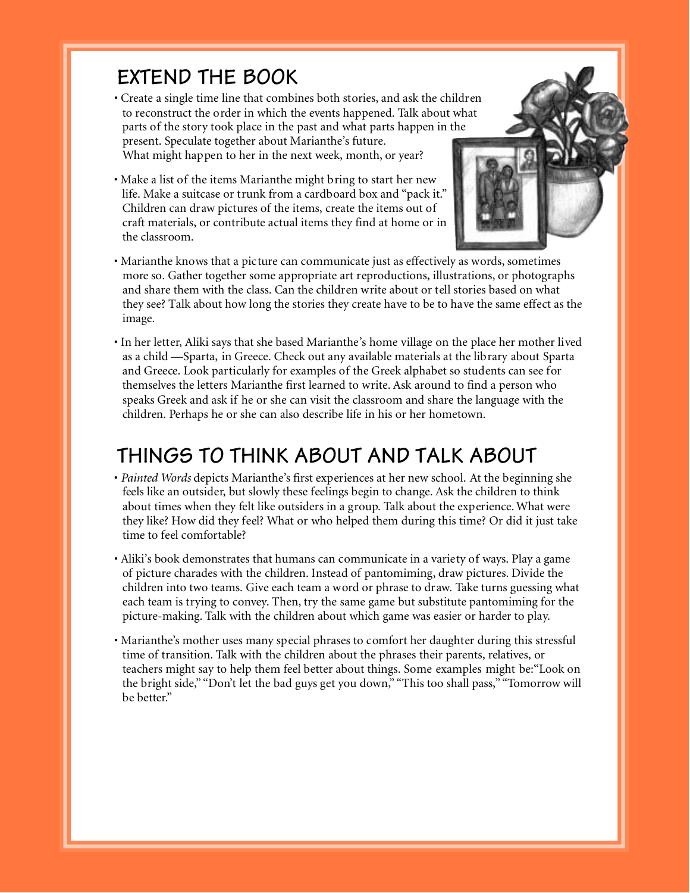## EXTEND THE BOOK

- Create a single time line that combines both stories, and ask the children to reconstruct the order in which the events happened. Talk about what parts of the story took place in the past and what parts happen in the present. Speculate together about Marianthe's future. What might happen to her in the next week, month, or year?
- Make a list of the items Marianthe might bring to start her new life. Make a suitcase or trunk from a cardboard box and "pack it." Children can draw pictures of the items, create the items out of craft materials, or contribute actual items they find at home or in the classroom.
- Marianthe knows that a picture can communicate just as effectively as words, sometimes more so. Gather together some appropriate art reproductions, illustrations, or photographs and share them with the class. Can the children write about or tell stories based on what they see? Talk about how long the stories they create have to be to have the same effect as the image.
- In her letter, Aliki says that she based Marianthe's home village on the place her mother lived as a child —Sparta, in Greece. Check out any available materials at the library about Sparta and Greece. Look particularly for examples of the Greek alphabet so students can see for themselves the letters Marianthe first learned to write. Ask around to find a person who speaks Greek and ask if he or she can visit the classroom and share the language with the children. Perhaps he or she can also describe life in his or her hometown.

## THINGS TO THINK ABOUT AND TALK ABOUT

- *Painted Words* depicts Marianthe's first experiences at her new school. At the beginning she feels like an outsider, but slowly these feelings begin to change. Ask the children to think about times when they felt like outsiders in a group. Talk about the experience. What were they like? How did they feel? What or who helped them during this time? Or did it just take time to feel comfortable?
- Aliki's book demonstrates that humans can communicate in a variety of ways. Play a game of picture charades with the children. Instead of pantomiming, draw pictures. Divide the children into two teams. Give each team a word or phrase to draw. Take turns guessing what each team is trying to convey. Then, try the same game but substitute pantomiming for the picture-making. Talk with the children about which game was easier or harder to play.
- Marianthe's mother uses many special phrases to comfort her daughter during this stressful time of transition. Talk with the children about the phrases their parents, relatives, or teachers might say to help them feel better about things. Some examples might be:"Look on the bright side," "Don't let the bad guys get you down," "This too shall pass," "Tomorrow will be better."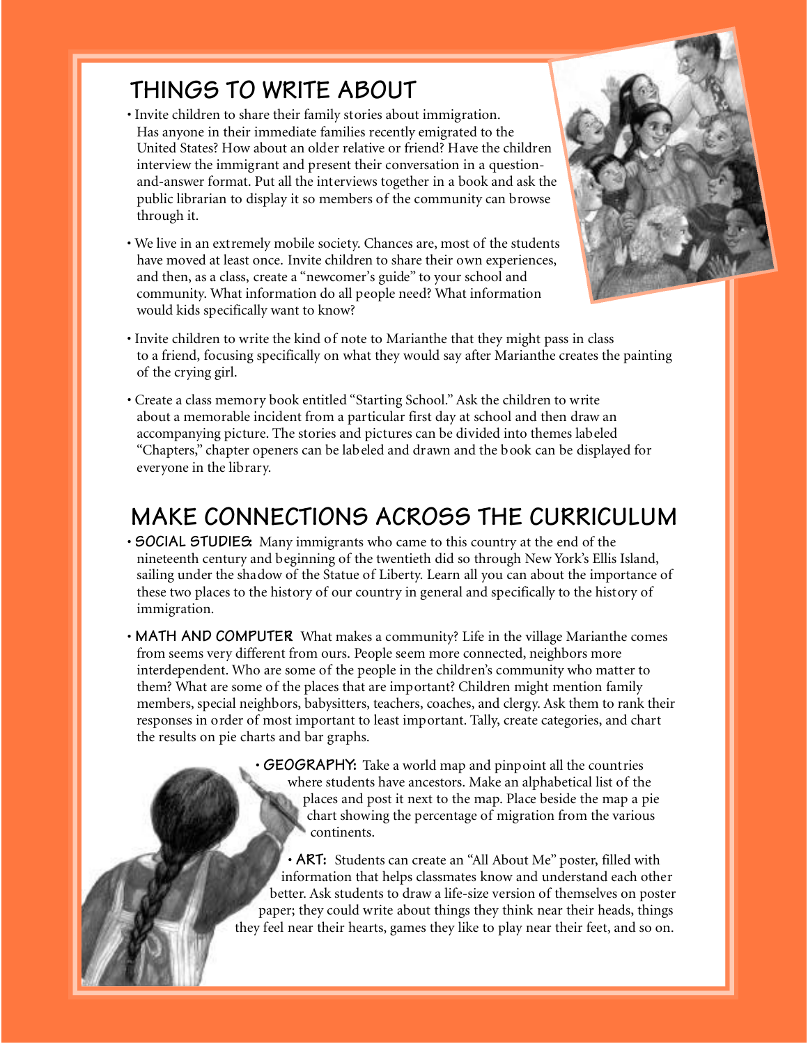## THINGS TO WRITE ABOUT

- Invite children to share their family stories about immigration. Has anyone in their immediate families recently emigrated to the United States? How about an older relative or friend? Have the children interview the immigrant and present their conversation in a question-and-answer format. Put all the interviews together in a book and ask the public librarian to display it so members of the community can browse through it.
- We live in an extremely mobile society. Chances are, most of the students have moved at least once. Invite children to share their own experiences, and then, as a class, create a "newcomer's guide" to your school and community. What information do all people need? What information would kids specifically want to know?
- Invite children to write the kind of note to Marianthe that they might pass in class to a friend, focusing specifically on what they would say after Marianthe creates the painting of the crying girl.
- Create a class memory book entitled "Starting School." Ask the children to write about a memorable incident from a particular first day at school and then draw an accompanying picture. The stories and pictures can be divided into themes labeled "Chapters," chapter openers can be labeled and drawn and the book can be displayed for everyone in the library.

## MAKE CONNECTIONS ACROSS THE CURRICULUM

- **SOCIAL STUDIES:** Many immigrants who came to this country at the end of the nineteenth century and beginning of the twentieth did so through New York's Ellis Island, sailing under the shadow of the Statue of Liberty. Learn all you can about the importance of these two places to the history of our country in general and specifically to the history of immigration.
- **MATH AND COMPUTER** What makes a community? Life in the village Marianthe comes from seems very different from ours. People seem more connected, neighbors more interdependent. Who are some of the people in the children's community who matter to them? What are some of the places that are important? Children might mention family members, special neighbors, babysitters, teachers, coaches, and clergy. Ask them to rank their responses in order of most important to least important. Tally, create categories, and chart the results on pie charts and bar graphs.
- **GEOGRAPHY:** Take a world map and pinpoint all the countries where students have ancestors. Make an alphabetical list of the places and post it next to the map. Place beside the map a pie chart showing the percentage of migration from the various continents.
- **ART:** Students can create an "All About Me" poster, filled with information that helps classmates know and understand each other better. Ask students to draw a life-size version of themselves on poster paper; they could write about things they think near their heads, things they feel near their hearts, games they like to play near their feet, and so on.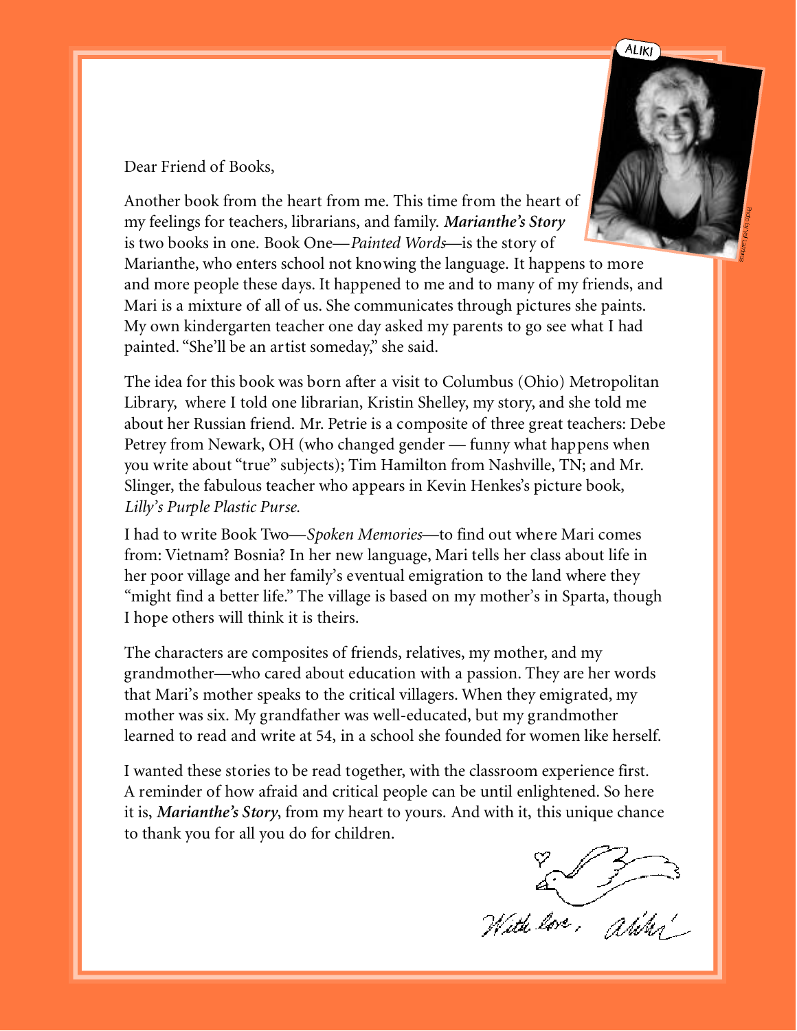Dear Friend of Books,

Another book from the heart from me. This time from the heart of my feelings for teachers, librarians, and family. ***Marianthe's Story*** is two books in one. Book One—*Painted Words*—is the story of Marianthe, who enters school not knowing the language. It happens to more and more people these days. It happened to me and to many of my friends, and Mari is a mixture of all of us. She communicates through pictures she paints. My own kindergarten teacher one day asked my parents to go see what I had painted. "She'll be an artist someday," she said.

The idea for this book was born after a visit to Columbus (Ohio) Metropolitan Library, where I told one librarian, Kristin Shelley, my story, and she told me about her Russian friend. Mr. Petrie is a composite of three great teachers: Debe Petrey from Newark, OH (who changed gender — funny what happens when you write about "true" subjects); Tim Hamilton from Nashville, TN; and Mr. Slinger, the fabulous teacher who appears in Kevin Henkes's picture book, *Lilly's Purple Plastic Purse.*

I had to write Book Two—*Spoken Memories*—to find out where Mari comes from: Vietnam? Bosnia? In her new language, Mari tells her class about life in her poor village and her family's eventual emigration to the land where they "might find a better life." The village is based on my mother's in Sparta, though I hope others will think it is theirs.

The characters are composites of friends, relatives, my mother, and my grandmother—who cared about education with a passion. They are her words that Mari's mother speaks to the critical villagers. When they emigrated, my mother was six. My grandfather was well-educated, but my grandmother learned to read and write at 54, in a school she founded for women like herself.

I wanted these stories to be read together, with the classroom experience first. A reminder of how afraid and critical people can be until enlightened. So here it is, ***Marianthe's Story***, from my heart to yours. And with it, this unique chance to thank you for all you do for children.

With love, Aliki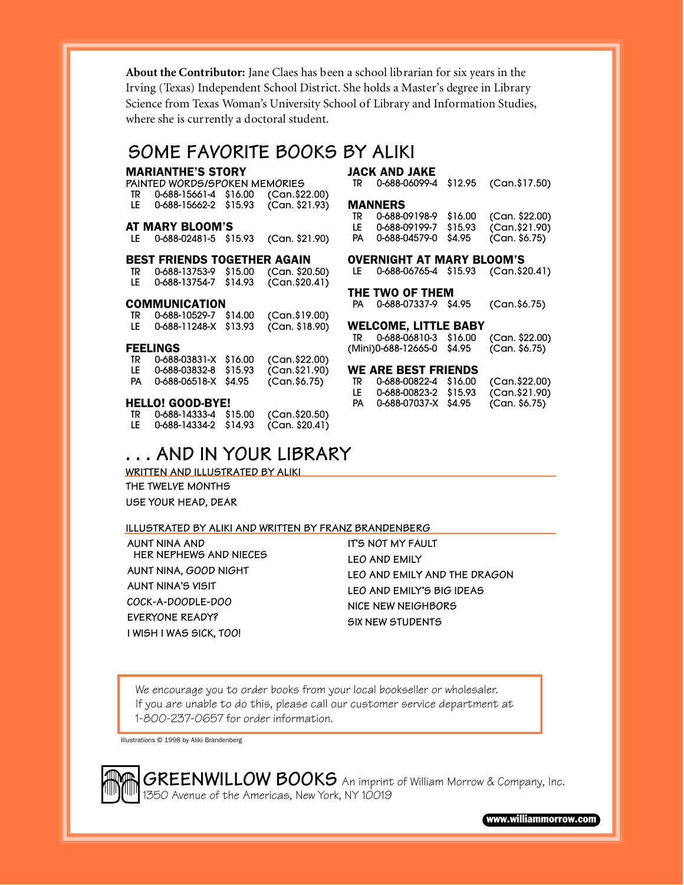**About the Contributor:** Jane Claes has been a school librarian for six years in the Irving (Texas) Independent School District. She holds a Master's degree in Library Science from Texas Woman's University School of Library and Information Studies, where she is currently a doctoral student.

## SOME FAVORITE BOOKS BY ALIKI

**MARIANTHE'S STORY**
PAINTED WORDS/SPOKEN MEMORIES

| | | | |
|---|---|---|---|
| TR | 0-688-15661-4 | $16.00 | (Can.$22.00) |
| LE | 0-688-15662-2 | $15.93 | (Can. $21.93) |

**AT MARY BLOOM'S**

| | | | |
|---|---|---|---|
| LE | 0-688-02481-5 | $15.93 | (Can. $21.90) |

**BEST FRIENDS TOGETHER AGAIN**

| | | | |
|---|---|---|---|
| TR | 0-688-13753-9 | $15.00 | (Can. $20.50) |
| LE | 0-688-13754-7 | $14.93 | (Can.$20.41) |

**COMMUNICATION**

| | | | |
|---|---|---|---|
| TR | 0-688-10529-7 | $14.00 | (Can.$19.00) |
| LE | 0-688-11248-X | $13.93 | (Can. $18.90) |

**FEELINGS**

| | | | |
|---|---|---|---|
| TR | 0-688-03831-X | $16.00 | (Can.$22.00) |
| LE | 0-688-03832-8 | $15.93 | (Can.$21.90) |
| PA | 0-688-06518-X | $4.95 | (Can.$6.75) |

**HELLO! GOOD-BYE!**

| | | | |
|---|---|---|---|
| TR | 0-688-14333-4 | $15.00 | (Can.$20.50) |
| LE | 0-688-14334-2 | $14.93 | (Can. $20.41) |

**JACK AND JAKE**

| | | | |
|---|---|---|---|
| TR | 0-688-06099-4 | $12.95 | (Can.$17.50) |

**MANNERS**

| | | | |
|---|---|---|---|
| TR | 0-688-09198-9 | $16.00 | (Can. $22.00) |
| LE | 0-688-09199-7 | $15.93 | (Can.$21.90) |
| PA | 0-688-04579-0 | $4.95 | (Can. $6.75) |

**OVERNIGHT AT MARY BLOOM'S**

| | | | |
|---|---|---|---|
| LE | 0-688-06765-4 | $15.93 | (Can.$20.41) |

**THE TWO OF THEM**

| | | | |
|---|---|---|---|
| PA | 0-688-07337-9 | $4.95 | (Can.$6.75) |

**WELCOME, LITTLE BABY**

| | | | |
|---|---|---|---|
| TR | 0-688-06810-3 | $16.00 | (Can. $22.00) |
| (Mini) | 0-688-12665-0 | $4.95 | (Can. $6.75) |

**WE ARE BEST FRIENDS**

| | | | |
|---|---|---|---|
| TR | 0-688-00822-4 | $16.00 | (Can.$22.00) |
| LE | 0-688-00823-2 | $15.93 | (Can.$21.90) |
| PA | 0-688-07037-X | $4.95 | (Can. $6.75) |

## . . . AND IN YOUR LIBRARY

### WRITTEN AND ILLUSTRATED BY ALIKI

THE TWELVE MONTHS
USE YOUR HEAD, DEAR

### ILLUSTRATED BY ALIKI AND WRITTEN BY FRANZ BRANDENBERG

AUNT NINA AND HER NEPHEWS AND NIECES
AUNT NINA, GOOD NIGHT
AUNT NINA'S VISIT
COCK-A-DOODLE-DOO
EVERYONE READY?
I WISH I WAS SICK, TOO!
IT'S NOT MY FAULT
LEO AND EMILY
LEO AND EMILY AND THE DRAGON
LEO AND EMILY'S BIG IDEAS
NICE NEW NEIGHBORS
SIX NEW STUDENTS

We encourage you to order books from your local bookseller or wholesaler. If you are unable to do this, please call our customer service department at 1-800-237-0657 for order information.

Illustrations © 1998 by Aliki Brandenberg

**GREENWILLOW BOOKS** An imprint of William Morrow & Company, Inc.
1350 Avenue of the Americas, New York, NY 10019

www.williammorrow.com